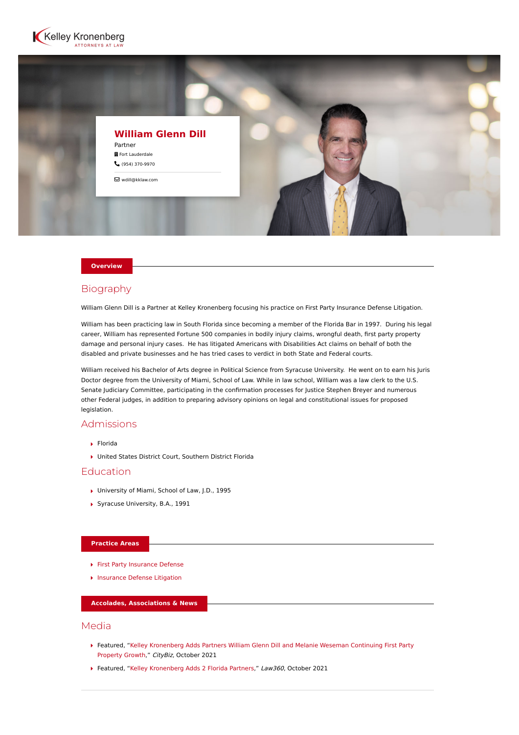Kelley Kronenberg
ATTORNEYS AT LAW

# William Glenn Dill

Partner

Fort Lauderdale

(954) 370-9970

wdill@kklaw.com

## Overview

### Biography

William Glenn Dill is a Partner at Kelley Kronenberg focusing his practice on First Party Insurance Defense Litigation.

William has been practicing law in South Florida since becoming a member of the Florida Bar in 1997. During his legal career, William has represented Fortune 500 companies in bodily injury claims, wrongful death, first party property damage and personal injury cases. He has litigated Americans with Disabilities Act claims on behalf of both the disabled and private businesses and he has tried cases to verdict in both State and Federal courts.

William received his Bachelor of Arts degree in Political Science from Syracuse University. He went on to earn his Juris Doctor degree from the University of Miami, School of Law. While in law school, William was a law clerk to the U.S. Senate Judiciary Committee, participating in the confirmation processes for Justice Stephen Breyer and numerous other Federal judges, in addition to preparing advisory opinions on legal and constitutional issues for proposed legislation.

### Admissions

- Florida
- United States District Court, Southern District Florida

### Education

- University of Miami, School of Law, J.D., 1995
- Syracuse University, B.A., 1991

## Practice Areas

- First Party Insurance Defense
- Insurance Defense Litigation

## Accolades, Associations & News

### Media

- Featured, "Kelley Kronenberg Adds Partners William Glenn Dill and Melanie Weseman Continuing First Party Property Growth," *CityBiz*, October 2021
- Featured, "Kelley Kronenberg Adds 2 Florida Partners," *Law360*, October 2021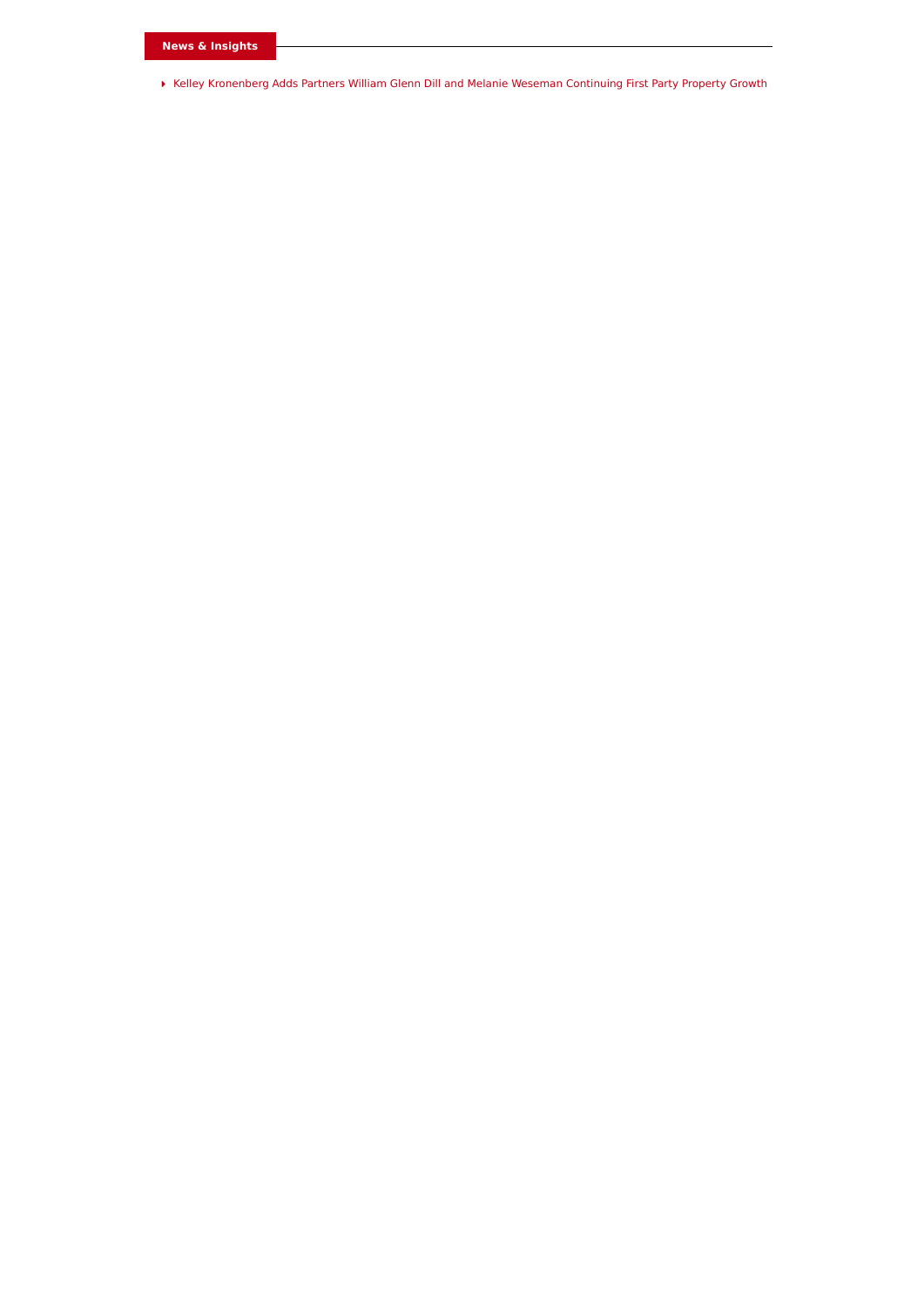## News & Insights

- Kelley Kronenberg Adds Partners William Glenn Dill and Melanie Weseman Continuing First Party Property Growth